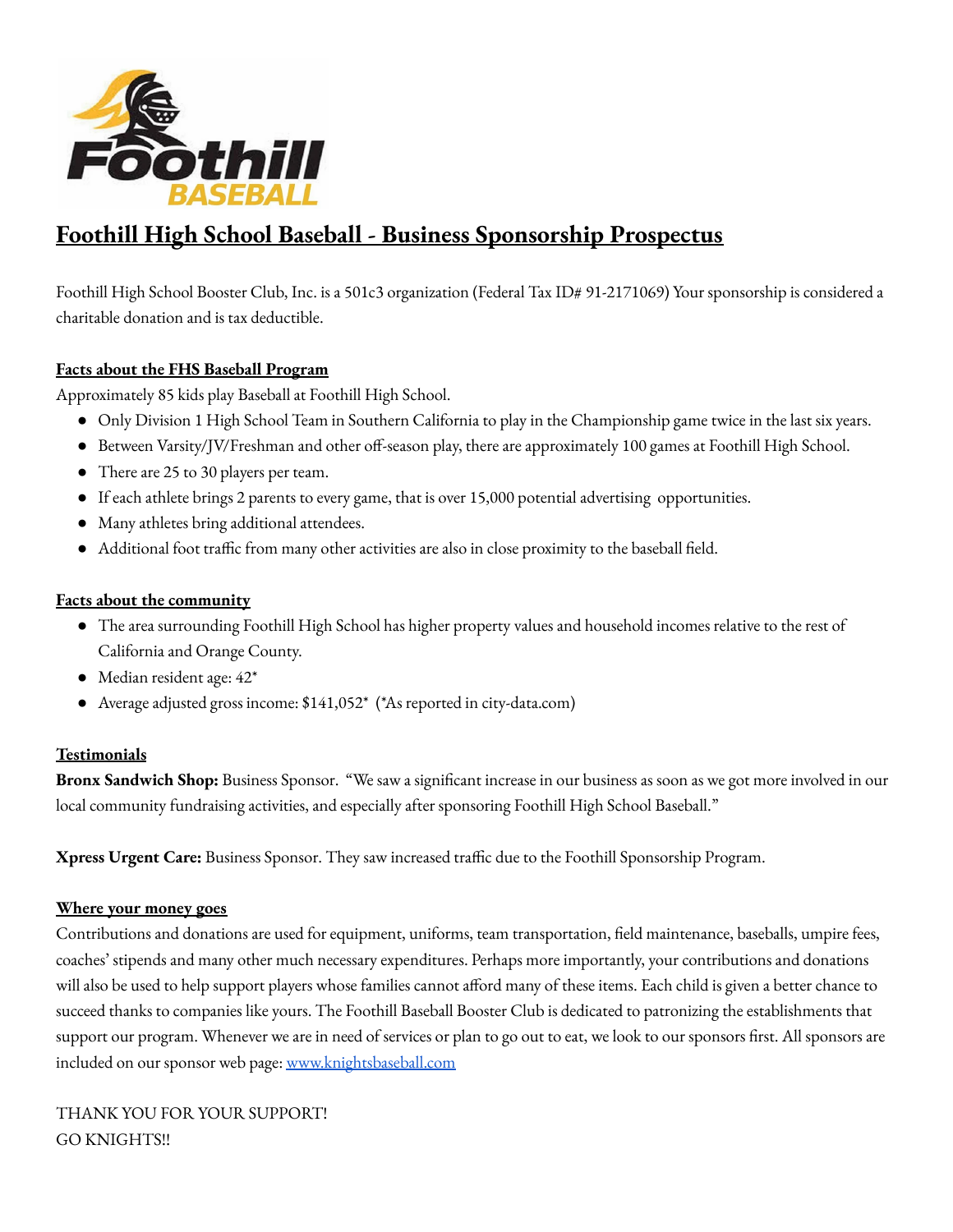# Foothill High School Baseball - Business Sponsorship Prospectus

Foothill High School Booster Club, Inc. is a 501c3 organization (Federal Tax ID# 91-2171069) Your sponsorship is considered a charitable donation and is tax deductible.

## Facts about the FHS Baseball Program

Approximately 85 kids play Baseball at Foothill High School.

- Only Division 1 High School Team in Southern California to play in the Championship game twice in the last six years.
- Between Varsity/JV/Freshman and other off-season play, there are approximately 100 games at Foothill High School.
- There are 25 to 30 players per team.
- If each athlete brings 2 parents to every game, that is over 15,000 potential advertising opportunities.
- Many athletes bring additional attendees.
- Additional foot traffic from many other activities are also in close proximity to the baseball field.

## Facts about the community

- The area surrounding Foothill High School has higher property values and household incomes relative to the rest of California and Orange County.
- Median resident age: 42*
- Average adjusted gross income: $141,052* (*As reported in city-data.com)

## Testimonials

**Bronx Sandwich Shop:** Business Sponsor. "We saw a significant increase in our business as soon as we got more involved in our local community fundraising activities, and especially after sponsoring Foothill High School Baseball."

**Xpress Urgent Care:** Business Sponsor. They saw increased traffic due to the Foothill Sponsorship Program.

## Where your money goes

Contributions and donations are used for equipment, uniforms, team transportation, field maintenance, baseballs, umpire fees, coaches' stipends and many other much necessary expenditures. Perhaps more importantly, your contributions and donations will also be used to help support players whose families cannot afford many of these items. Each child is given a better chance to succeed thanks to companies like yours. The Foothill Baseball Booster Club is dedicated to patronizing the establishments that support our program. Whenever we are in need of services or plan to go out to eat, we look to our sponsors first. All sponsors are included on our sponsor web page: [www.knightsbaseball.com](http://www.knightsbaseball.com)

THANK YOU FOR YOUR SUPPORT!
GO KNIGHTS!!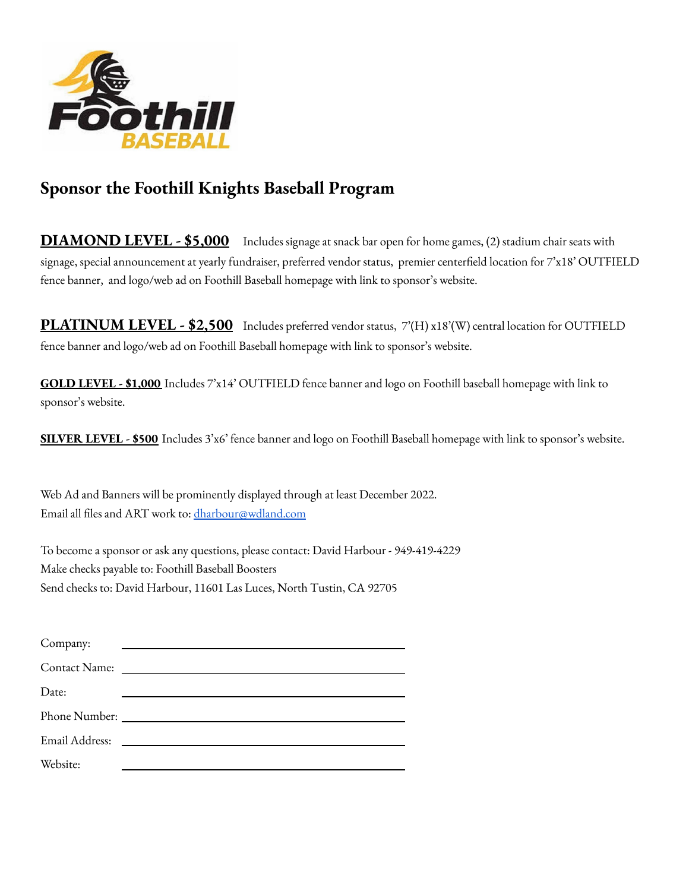## Sponsor the Foothill Knights Baseball Program

**DIAMOND LEVEL - $5,000** Includes signage at snack bar open for home games, (2) stadium chair seats with signage, special announcement at yearly fundraiser, preferred vendor status, premier centerfield location for 7'x18' OUTFIELD fence banner, and logo/web ad on Foothill Baseball homepage with link to sponsor's website.

**PLATINUM LEVEL - $2,500** Includes preferred vendor status, 7'(H) x18'(W) central location for OUTFIELD fence banner and logo/web ad on Foothill Baseball homepage with link to sponsor's website.

**GOLD LEVEL - $1,000** Includes 7'x14' OUTFIELD fence banner and logo on Foothill baseball homepage with link to sponsor's website.

**SILVER LEVEL - $500** Includes 3'x6' fence banner and logo on Foothill Baseball homepage with link to sponsor's website.

Web Ad and Banners will be prominently displayed through at least December 2022.
Email all files and ART work to: dharbour@wdland.com

To become a sponsor or ask any questions, please contact: David Harbour - 949-419-4229
Make checks payable to: Foothill Baseball Boosters
Send checks to: David Harbour, 11601 Las Luces, North Tustin, CA 92705

Company: ______________________________

Contact Name: ______________________________

Date: ______________________________

Phone Number: ______________________________

Email Address: ______________________________

Website: ______________________________